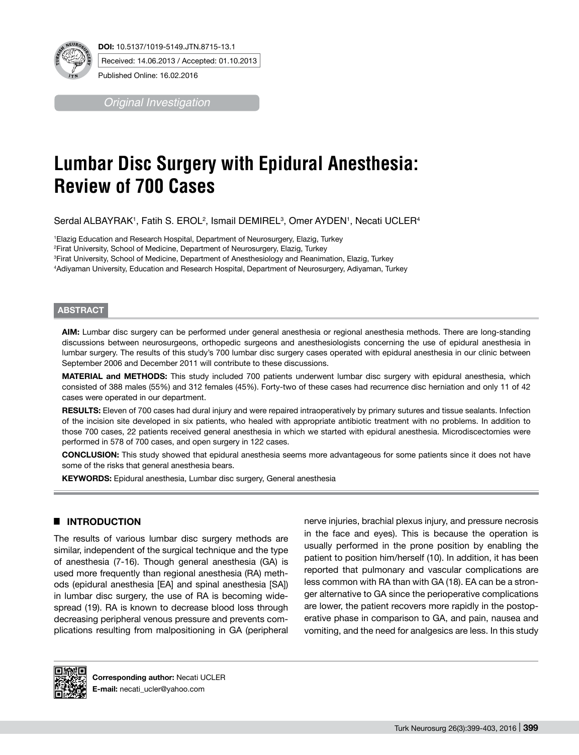**DOI:** 10.5137/1019-5149.JTN.8715-13.1

Received: 14.06.2013 / Accepted: 01.10.2013

Published Online: 16.02.2016

*Original Investigation*

# Lumbar Disc Surgery with Epidural Anesthesia: Review of 700 Cases

Serdal ALBAYRAK[1], Fatih S. EROL[2], Ismail DEMIREL[3], Omer AYDEN[1], Necati UCLER[4]

[1]Elazig Education and Research Hospital, Department of Neurosurgery, Elazig, Turkey
[2]Firat University, School of Medicine, Department of Neurosurgery, Elazig, Turkey
[3]Firat University, School of Medicine, Department of Anesthesiology and Reanimation, Elazig, Turkey
[4]Adiyaman University, Education and Research Hospital, Department of Neurosurgery, Adiyaman, Turkey

## ABSTRACT

**AIM:** Lumbar disc surgery can be performed under general anesthesia or regional anesthesia methods. There are long-standing discussions between neurosurgeons, orthopedic surgeons and anesthesiologists concerning the use of epidural anesthesia in lumbar surgery. The results of this study's 700 lumbar disc surgery cases operated with epidural anesthesia in our clinic between September 2006 and December 2011 will contribute to these discussions.

**MATERIAL and METHODS:** This study included 700 patients underwent lumbar disc surgery with epidural anesthesia, which consisted of 388 males (55%) and 312 females (45%). Forty-two of these cases had recurrence disc herniation and only 11 of 42 cases were operated in our department.

**RESULTS:** Eleven of 700 cases had dural injury and were repaired intraoperatively by primary sutures and tissue sealants. Infection of the incision site developed in six patients, who healed with appropriate antibiotic treatment with no problems. In addition to those 700 cases, 22 patients received general anesthesia in which we started with epidural anesthesia. Microdiscectomies were performed in 578 of 700 cases, and open surgery in 122 cases.

**CONCLUSION:** This study showed that epidural anesthesia seems more advantageous for some patients since it does not have some of the risks that general anesthesia bears.

**KEYWORDS:** Epidural anesthesia, Lumbar disc surgery, General anesthesia

## INTRODUCTION

The results of various lumbar disc surgery methods are similar, independent of the surgical technique and the type of anesthesia (7-16). Though general anesthesia (GA) is used more frequently than regional anesthesia (RA) methods (epidural anesthesia [EA] and spinal anesthesia [SA]) in lumbar disc surgery, the use of RA is becoming widespread (19). RA is known to decrease blood loss through decreasing peripheral venous pressure and prevents complications resulting from malpositioning in GA (peripheral nerve injuries, brachial plexus injury, and pressure necrosis in the face and eyes). This is because the operation is usually performed in the prone position by enabling the patient to position him/herself (10). In addition, it has been reported that pulmonary and vascular complications are less common with RA than with GA (18). EA can be a stronger alternative to GA since the perioperative complications are lower, the patient recovers more rapidly in the postoperative phase in comparison to GA, and pain, nausea and vomiting, and the need for analgesics are less. In this study

**Corresponding author:** Necati UCLER
**E-mail:** necati_ucler@yahoo.com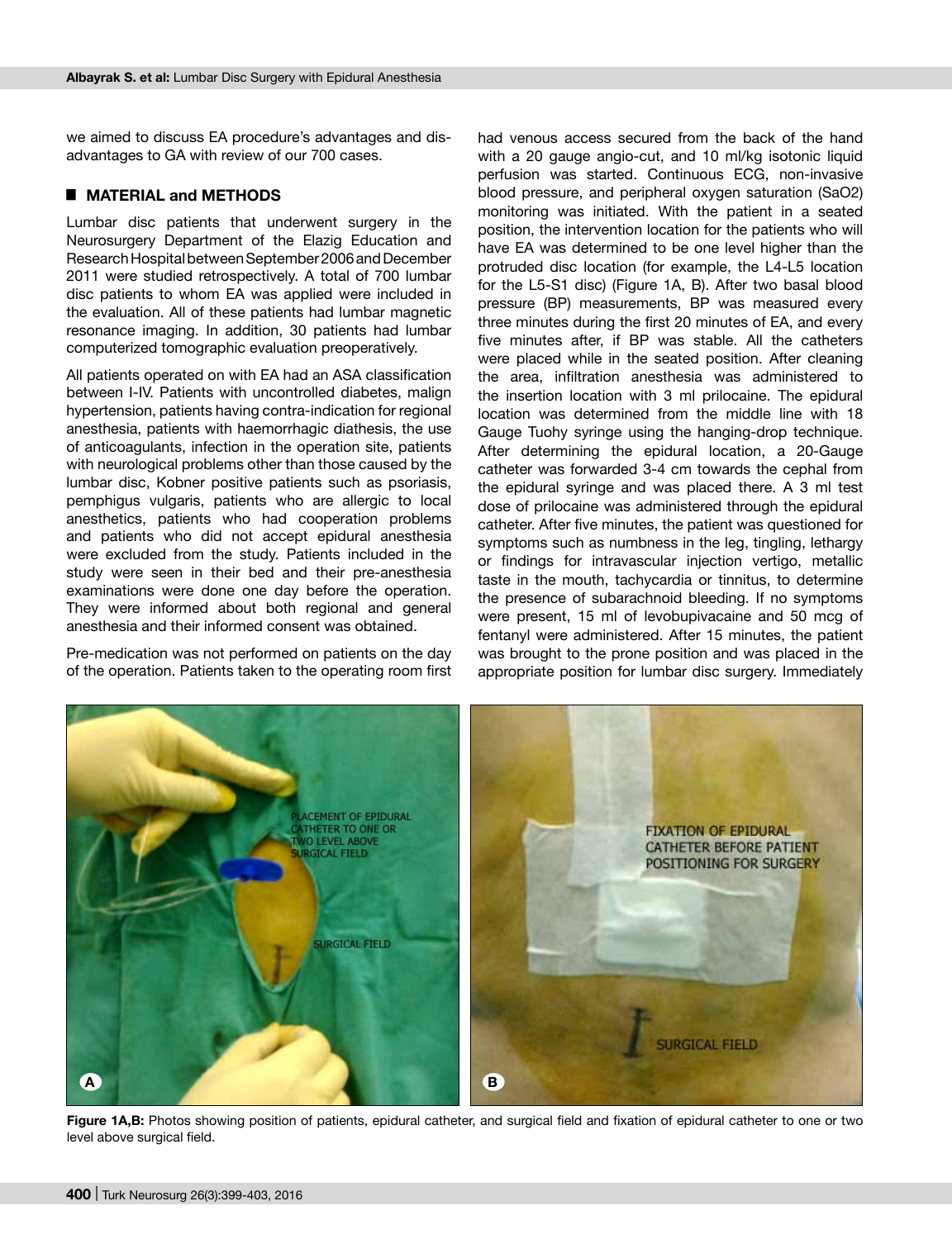we aimed to discuss EA procedure's advantages and disadvantages to GA with review of our 700 cases.

## ■ MATERIAL and METHODS

Lumbar disc patients that underwent surgery in the Neurosurgery Department of the Elazig Education and Research Hospital between September 2006 and December 2011 were studied retrospectively. A total of 700 lumbar disc patients to whom EA was applied were included in the evaluation. All of these patients had lumbar magnetic resonance imaging. In addition, 30 patients had lumbar computerized tomographic evaluation preoperatively.

All patients operated on with EA had an ASA classification between I-IV. Patients with uncontrolled diabetes, malign hypertension, patients having contra-indication for regional anesthesia, patients with haemorrhagic diathesis, the use of anticoagulants, infection in the operation site, patients with neurological problems other than those caused by the lumbar disc, Kobner positive patients such as psoriasis, pemphigus vulgaris, patients who are allergic to local anesthetics, patients who had cooperation problems and patients who did not accept epidural anesthesia were excluded from the study. Patients included in the study were seen in their bed and their pre-anesthesia examinations were done one day before the operation. They were informed about both regional and general anesthesia and their informed consent was obtained.

Pre-medication was not performed on patients on the day of the operation. Patients taken to the operating room first had venous access secured from the back of the hand with a 20 gauge angio-cut, and 10 ml/kg isotonic liquid perfusion was started. Continuous ECG, non-invasive blood pressure, and peripheral oxygen saturation (SaO2) monitoring was initiated. With the patient in a seated position, the intervention location for the patients who will have EA was determined to be one level higher than the protruded disc location (for example, the L4-L5 location for the L5-S1 disc) (Figure 1A, B). After two basal blood pressure (BP) measurements, BP was measured every three minutes during the first 20 minutes of EA, and every five minutes after, if BP was stable. All the catheters were placed while in the seated position. After cleaning the area, infiltration anesthesia was administered to the insertion location with 3 ml prilocaine. The epidural location was determined from the middle line with 18 Gauge Tuohy syringe using the hanging-drop technique. After determining the epidural location, a 20-Gauge catheter was forwarded 3-4 cm towards the cephal from the epidural syringe and was placed there. A 3 ml test dose of prilocaine was administered through the epidural catheter. After five minutes, the patient was questioned for symptoms such as numbness in the leg, tingling, lethargy or findings for intravascular injection vertigo, metallic taste in the mouth, tachycardia or tinnitus, to determine the presence of subarachnoid bleeding. If no symptoms were present, 15 ml of levobupivacaine and 50 mcg of fentanyl were administered. After 15 minutes, the patient was brought to the prone position and was placed in the appropriate position for lumbar disc surgery. Immediately

**Figure 1A,B:** Photos showing position of patients, epidural catheter, and surgical field and fixation of epidural catheter to one or two level above surgical field.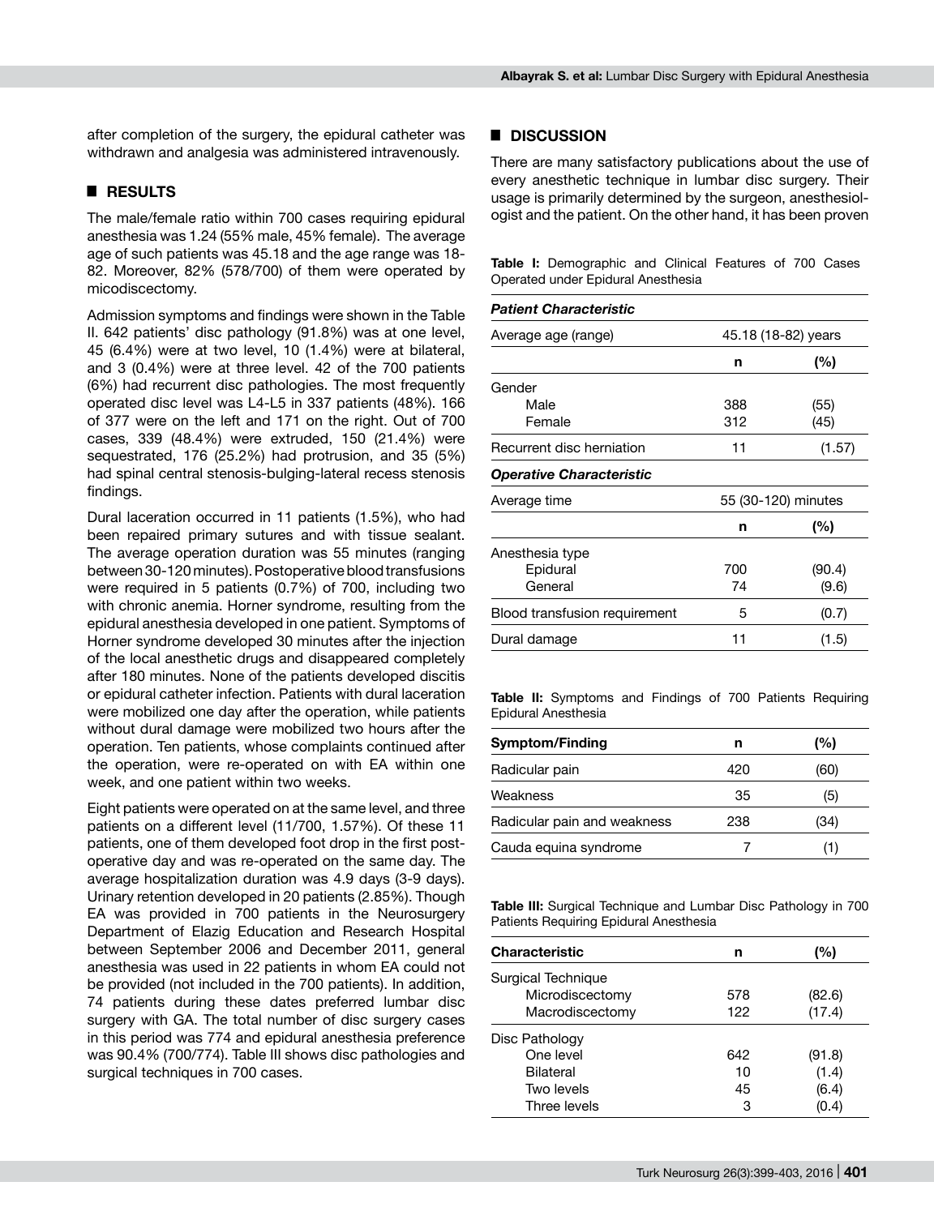after completion of the surgery, the epidural catheter was withdrawn and analgesia was administered intravenously.

## ■ RESULTS

The male/female ratio within 700 cases requiring epidural anesthesia was 1.24 (55% male, 45% female). The average age of such patients was 45.18 and the age range was 18-82. Moreover, 82% (578/700) of them were operated by micodiscectomy.

Admission symptoms and findings were shown in the Table II. 642 patients' disc pathology (91.8%) was at one level, 45 (6.4%) were at two level, 10 (1.4%) were at bilateral, and 3 (0.4%) were at three level. 42 of the 700 patients (6%) had recurrent disc pathologies. The most frequently operated disc level was L4-L5 in 337 patients (48%). 166 of 377 were on the left and 171 on the right. Out of 700 cases, 339 (48.4%) were extruded, 150 (21.4%) were sequestrated, 176 (25.2%) had protrusion, and 35 (5%) had spinal central stenosis-bulging-lateral recess stenosis findings.

Dural laceration occurred in 11 patients (1.5%), who had been repaired primary sutures and with tissue sealant. The average operation duration was 55 minutes (ranging between 30-120 minutes). Postoperative blood transfusions were required in 5 patients (0.7%) of 700, including two with chronic anemia. Horner syndrome, resulting from the epidural anesthesia developed in one patient. Symptoms of Horner syndrome developed 30 minutes after the injection of the local anesthetic drugs and disappeared completely after 180 minutes. None of the patients developed discitis or epidural catheter infection. Patients with dural laceration were mobilized one day after the operation, while patients without dural damage were mobilized two hours after the operation. Ten patients, whose complaints continued after the operation, were re-operated on with EA within one week, and one patient within two weeks.

Eight patients were operated on at the same level, and three patients on a different level (11/700, 1.57%). Of these 11 patients, one of them developed foot drop in the first post-operative day and was re-operated on the same day. The average hospitalization duration was 4.9 days (3-9 days). Urinary retention developed in 20 patients (2.85%). Though EA was provided in 700 patients in the Neurosurgery Department of Elazig Education and Research Hospital between September 2006 and December 2011, general anesthesia was used in 22 patients in whom EA could not be provided (not included in the 700 patients). In addition, 74 patients during these dates preferred lumbar disc surgery with GA. The total number of disc surgery cases in this period was 774 and epidural anesthesia preference was 90.4% (700/774). Table III shows disc pathologies and surgical techniques in 700 cases.

## ■ DISCUSSION

There are many satisfactory publications about the use of every anesthetic technique in lumbar disc surgery. Their usage is primarily determined by the surgeon, anesthesiologist and the patient. On the other hand, it has been proven

**Table I:** Demographic and Clinical Features of 700 Cases Operated under Epidural Anesthesia

| ***Patient Characteristic*** | | |
|---|---|---|
| Average age (range) | 45.18 (18-82) years | |
| | **n** | **(%)** |
| Gender | | |
| Male | 388 | (55) |
| Female | 312 | (45) |
| Recurrent disc herniation | 11 | (1.57) |
| ***Operative Characteristic*** | | |
| Average time | 55 (30-120) minutes | |
| | **n** | **(%)** |
| Anesthesia type | | |
| Epidural | 700 | (90.4) |
| General | 74 | (9.6) |
| Blood transfusion requirement | 5 | (0.7) |
| Dural damage | 11 | (1.5) |

**Table II:** Symptoms and Findings of 700 Patients Requiring Epidural Anesthesia

| Symptom/Finding | n | (%) |
|---|---|---|
| Radicular pain | 420 | (60) |
| Weakness | 35 | (5) |
| Radicular pain and weakness | 238 | (34) |
| Cauda equina syndrome | 7 | (1) |

**Table III:** Surgical Technique and Lumbar Disc Pathology in 700 Patients Requiring Epidural Anesthesia

| Characteristic | n | (%) |
|---|---|---|
| Surgical Technique | | |
| Microdiscectomy | 578 | (82.6) |
| Macrodiscectomy | 122 | (17.4) |
| Disc Pathology | | |
| One level | 642 | (91.8) |
| Bilateral | 10 | (1.4) |
| Two levels | 45 | (6.4) |
| Three levels | 3 | (0.4) |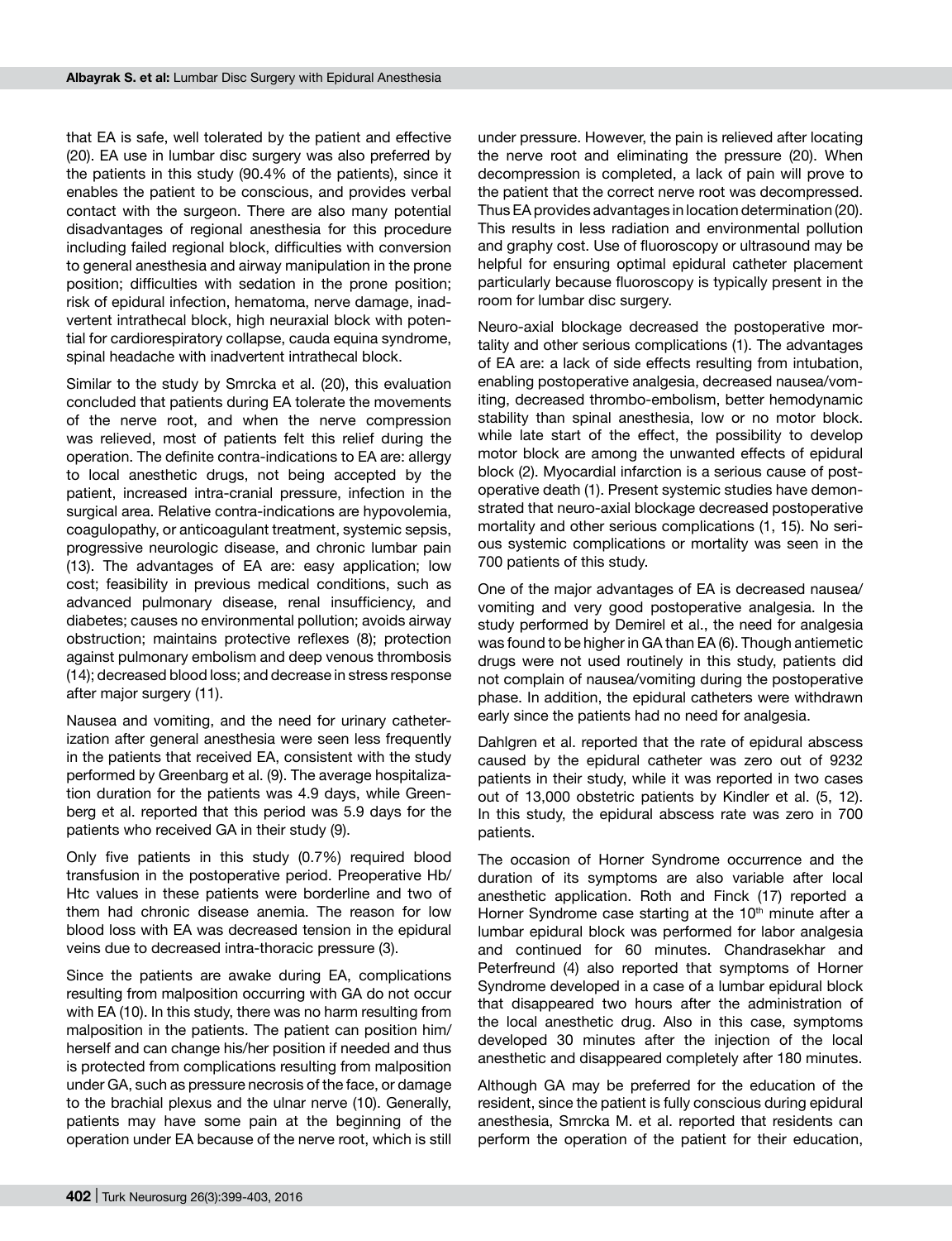that EA is safe, well tolerated by the patient and effective (20). EA use in lumbar disc surgery was also preferred by the patients in this study (90.4% of the patients), since it enables the patient to be conscious, and provides verbal contact with the surgeon. There are also many potential disadvantages of regional anesthesia for this procedure including failed regional block, difficulties with conversion to general anesthesia and airway manipulation in the prone position; difficulties with sedation in the prone position; risk of epidural infection, hematoma, nerve damage, inadvertent intrathecal block, high neuraxial block with potential for cardiorespiratory collapse, cauda equina syndrome, spinal headache with inadvertent intrathecal block.

Similar to the study by Smrcka et al. (20), this evaluation concluded that patients during EA tolerate the movements of the nerve root, and when the nerve compression was relieved, most of patients felt this relief during the operation. The definite contra-indications to EA are: allergy to local anesthetic drugs, not being accepted by the patient, increased intra-cranial pressure, infection in the surgical area. Relative contra-indications are hypovolemia, coagulopathy, or anticoagulant treatment, systemic sepsis, progressive neurologic disease, and chronic lumbar pain (13). The advantages of EA are: easy application; low cost; feasibility in previous medical conditions, such as advanced pulmonary disease, renal insufficiency, and diabetes; causes no environmental pollution; avoids airway obstruction; maintains protective reflexes (8); protection against pulmonary embolism and deep venous thrombosis (14); decreased blood loss; and decrease in stress response after major surgery (11).

Nausea and vomiting, and the need for urinary catheterization after general anesthesia were seen less frequently in the patients that received EA, consistent with the study performed by Greenbarg et al. (9). The average hospitalization duration for the patients was 4.9 days, while Greenberg et al. reported that this period was 5.9 days for the patients who received GA in their study (9).

Only five patients in this study (0.7%) required blood transfusion in the postoperative period. Preoperative Hb/Htc values in these patients were borderline and two of them had chronic disease anemia. The reason for low blood loss with EA was decreased tension in the epidural veins due to decreased intra-thoracic pressure (3).

Since the patients are awake during EA, complications resulting from malposition occurring with GA do not occur with EA (10). In this study, there was no harm resulting from malposition in the patients. The patient can position him/herself and can change his/her position if needed and thus is protected from complications resulting from malposition under GA, such as pressure necrosis of the face, or damage to the brachial plexus and the ulnar nerve (10). Generally, patients may have some pain at the beginning of the operation under EA because of the nerve root, which is still under pressure. However, the pain is relieved after locating the nerve root and eliminating the pressure (20). When decompression is completed, a lack of pain will prove to the patient that the correct nerve root was decompressed. Thus EA provides advantages in location determination (20). This results in less radiation and environmental pollution and graphy cost. Use of fluoroscopy or ultrasound may be helpful for ensuring optimal epidural catheter placement particularly because fluoroscopy is typically present in the room for lumbar disc surgery.

Neuro-axial blockage decreased the postoperative mortality and other serious complications (1). The advantages of EA are: a lack of side effects resulting from intubation, enabling postoperative analgesia, decreased nausea/vomiting, decreased thrombo-embolism, better hemodynamic stability than spinal anesthesia, low or no motor block. while late start of the effect, the possibility to develop motor block are among the unwanted effects of epidural block (2). Myocardial infarction is a serious cause of postoperative death (1). Present systemic studies have demonstrated that neuro-axial blockage decreased postoperative mortality and other serious complications (1, 15). No serious systemic complications or mortality was seen in the 700 patients of this study.

One of the major advantages of EA is decreased nausea/vomiting and very good postoperative analgesia. In the study performed by Demirel et al., the need for analgesia was found to be higher in GA than EA (6). Though antiemetic drugs were not used routinely in this study, patients did not complain of nausea/vomiting during the postoperative phase. In addition, the epidural catheters were withdrawn early since the patients had no need for analgesia.

Dahlgren et al. reported that the rate of epidural abscess caused by the epidural catheter was zero out of 9232 patients in their study, while it was reported in two cases out of 13,000 obstetric patients by Kindler et al. (5, 12). In this study, the epidural abscess rate was zero in 700 patients.

The occasion of Horner Syndrome occurrence and the duration of its symptoms are also variable after local anesthetic application. Roth and Finck (17) reported a Horner Syndrome case starting at the 10th minute after a lumbar epidural block was performed for labor analgesia and continued for 60 minutes. Chandrasekhar and Peterfreund (4) also reported that symptoms of Horner Syndrome developed in a case of a lumbar epidural block that disappeared two hours after the administration of the local anesthetic drug. Also in this case, symptoms developed 30 minutes after the injection of the local anesthetic and disappeared completely after 180 minutes.

Although GA may be preferred for the education of the resident, since the patient is fully conscious during epidural anesthesia, Smrcka M. et al. reported that residents can perform the operation of the patient for their education,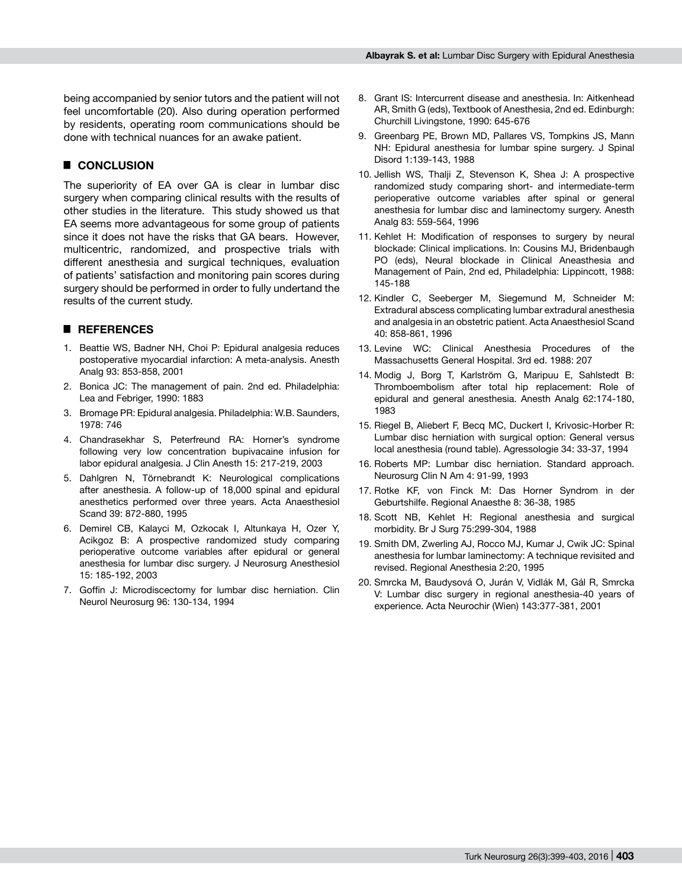being accompanied by senior tutors and the patient will not feel uncomfortable (20). Also during operation performed by residents, operating room communications should be done with technical nuances for an awake patient.

## CONCLUSION

The superiority of EA over GA is clear in lumbar disc surgery when comparing clinical results with the results of other studies in the literature. This study showed us that EA seems more advantageous for some group of patients since it does not have the risks that GA bears. However, multicentric, randomized, and prospective trials with different anesthesia and surgical techniques, evaluation of patients' satisfaction and monitoring pain scores during surgery should be performed in order to fully undertand the results of the current study.

## REFERENCES

1. Beattie WS, Badner NH, Choi P: Epidural analgesia reduces postoperative myocardial infarction: A meta-analysis. Anesth Analg 93: 853-858, 2001
2. Bonica JC: The management of pain. 2nd ed. Philadelphia: Lea and Febriger, 1990: 1883
3. Bromage PR: Epidural analgesia. Philadelphia: W.B. Saunders, 1978: 746
4. Chandrasekhar S, Peterfreund RA: Horner's syndrome following very low concentration bupivacaine infusion for labor epidural analgesia. J Clin Anesth 15: 217-219, 2003
5. Dahlgren N, Törnebrandt K: Neurological complications after anesthesia. A follow-up of 18,000 spinal and epidural anesthetics performed over three years. Acta Anaesthesiol Scand 39: 872-880, 1995
6. Demirel CB, Kalayci M, Ozkocak I, Altunkaya H, Ozer Y, Acikgoz B: A prospective randomized study comparing perioperative outcome variables after epidural or general anesthesia for lumbar disc surgery. J Neurosurg Anesthesiol 15: 185-192, 2003
7. Goffin J: Microdiscectomy for lumbar disc herniation. Clin Neurol Neurosurg 96: 130-134, 1994
8. Grant IS: Intercurrent disease and anesthesia. In: Aitkenhead AR, Smith G (eds), Textbook of Anesthesia, 2nd ed. Edinburgh: Churchill Livingstone, 1990: 645-676
9. Greenbarg PE, Brown MD, Pallares VS, Tompkins JS, Mann NH: Epidural anesthesia for lumbar spine surgery. J Spinal Disord 1:139-143, 1988
10. Jellish WS, Thalji Z, Stevenson K, Shea J: A prospective randomized study comparing short- and intermediate-term perioperative outcome variables after spinal or general anesthesia for lumbar disc and laminectomy surgery. Anesth Analg 83: 559-564, 1996
11. Kehlet H: Modification of responses to surgery by neural blockade: Clinical implications. In: Cousins MJ, Bridenbaugh PO (eds), Neural blockade in Clinical Aneasthesia and Management of Pain, 2nd ed, Philadelphia: Lippincott, 1988: 145-188
12. Kindler C, Seeberger M, Siegemund M, Schneider M: Extradural abscess complicating lumbar extradural anesthesia and analgesia in an obstetric patient. Acta Anaesthesiol Scand 40: 858-861, 1996
13. Levine WC: Clinical Anesthesia Procedures of the Massachusetts General Hospital. 3rd ed. 1988: 207
14. Modig J, Borg T, Karlström G, Maripuu E, Sahlstedt B: Thromboembolism after total hip replacement: Role of epidural and general anesthesia. Anesth Analg 62:174-180, 1983
15. Riegel B, Aliebert F, Becq MC, Duckert I, Krivosic-Horber R: Lumbar disc herniation with surgical option: General versus local anesthesia (round table). Agressologie 34: 33-37, 1994
16. Roberts MP: Lumbar disc herniation. Standard approach. Neurosurg Clin N Am 4: 91-99, 1993
17. Rotke KF, von Finck M: Das Horner Syndrom in der Geburtshilfe. Regional Anaesthe 8: 36-38, 1985
18. Scott NB, Kehlet H: Regional anesthesia and surgical morbidity. Br J Surg 75:299-304, 1988
19. Smith DM, Zwerling AJ, Rocco MJ, Kumar J, Cwik JC: Spinal anesthesia for lumbar laminectomy: A technique revisited and revised. Regional Anesthesia 2:20, 1995
20. Smrcka M, Baudysová O, Jurán V, Vidlák M, Gál R, Smrcka V: Lumbar disc surgery in regional anesthesia-40 years of experience. Acta Neurochir (Wien) 143:377-381, 2001